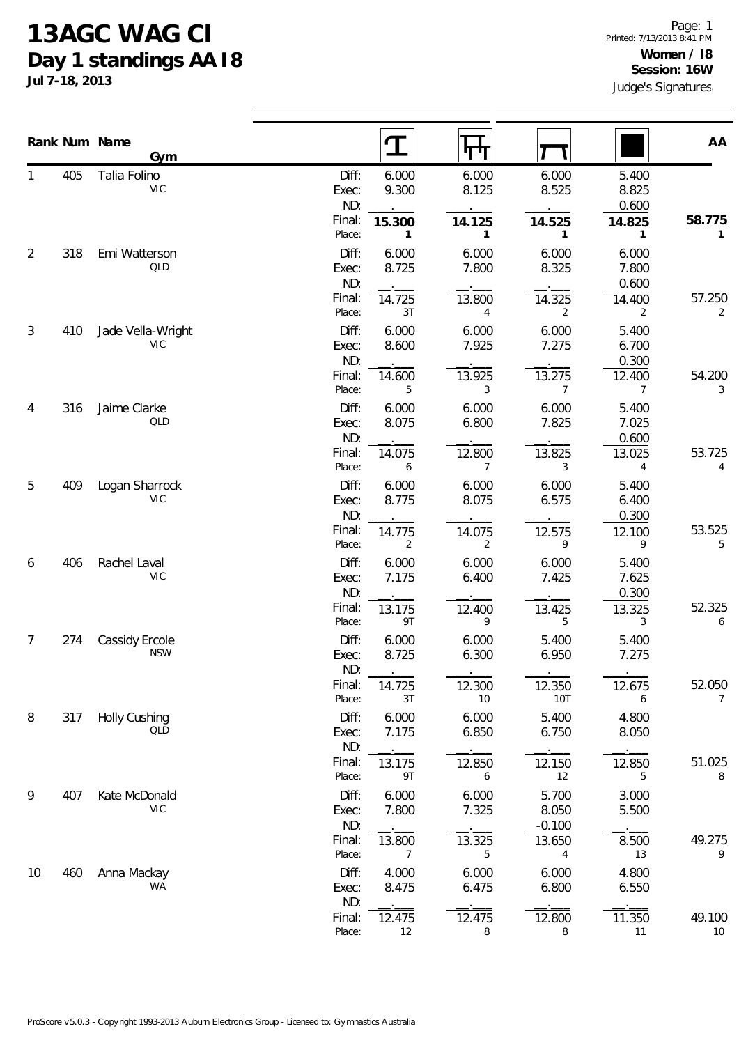# 13AGC WAG CI

## Day 1 standings AA I8

Jul 7-18, 2013

Printed: 7/13/2013 8:41 PM

**Women / I8**
**Session: 16W**

Judge's Signatures

| Rank | Num | Name / Gym | | Vault | Uneven Bars | Beam | Floor | AA |
|---|---|---|---|---|---|---|---|---|
| 1 | 405 | Talia Folino<br>VIC | Diff: | 6.000 | 6.000 | 6.000 | 5.400 | |
| | | | Exec: | 9.300 | 8.125 | 8.525 | 8.825 | |
| | | | ND: | . | . | . | 0.600 | |
| | | | Final: | **15.300** | **14.125** | **14.525** | **14.825** | **58.775** |
| | | | Place: | **1** | **1** | **1** | **1** | **1** |
| 2 | 318 | Emi Watterson<br>QLD | Diff: | 6.000 | 6.000 | 6.000 | 6.000 | |
| | | | Exec: | 8.725 | 7.800 | 8.325 | 7.800 | |
| | | | ND: | . | . | . | 0.600 | |
| | | | Final: | 14.725 | 13.800 | 14.325 | 14.400 | 57.250 |
| | | | Place: | 3T | 4 | 2 | 2 | 2 |
| 3 | 410 | Jade Vella-Wright<br>VIC | Diff: | 6.000 | 6.000 | 6.000 | 5.400 | |
| | | | Exec: | 8.600 | 7.925 | 7.275 | 6.700 | |
| | | | ND: | . | . | . | 0.300 | |
| | | | Final: | 14.600 | 13.925 | 13.275 | 12.400 | 54.200 |
| | | | Place: | 5 | 3 | 7 | 7 | 3 |
| 4 | 316 | Jaime Clarke<br>QLD | Diff: | 6.000 | 6.000 | 6.000 | 5.400 | |
| | | | Exec: | 8.075 | 6.800 | 7.825 | 7.025 | |
| | | | ND: | . | . | . | 0.600 | |
| | | | Final: | 14.075 | 12.800 | 13.825 | 13.025 | 53.725 |
| | | | Place: | 6 | 7 | 3 | 4 | 4 |
| 5 | 409 | Logan Sharrock<br>VIC | Diff: | 6.000 | 6.000 | 6.000 | 5.400 | |
| | | | Exec: | 8.775 | 8.075 | 6.575 | 6.400 | |
| | | | ND: | . | . | . | 0.300 | |
| | | | Final: | 14.775 | 14.075 | 12.575 | 12.100 | 53.525 |
| | | | Place: | 2 | 2 | 9 | 9 | 5 |
| 6 | 406 | Rachel Laval<br>VIC | Diff: | 6.000 | 6.000 | 6.000 | 5.400 | |
| | | | Exec: | 7.175 | 6.400 | 7.425 | 7.625 | |
| | | | ND: | . | . | . | 0.300 | |
| | | | Final: | 13.175 | 12.400 | 13.425 | 13.325 | 52.325 |
| | | | Place: | 9T | 9 | 5 | 3 | 6 |
| 7 | 274 | Cassidy Ercole<br>NSW | Diff: | 6.000 | 6.000 | 5.400 | 5.400 | |
| | | | Exec: | 8.725 | 6.300 | 6.950 | 7.275 | |
| | | | ND: | . | . | . | . | |
| | | | Final: | 14.725 | 12.300 | 12.350 | 12.675 | 52.050 |
| | | | Place: | 3T | 10 | 10T | 6 | 7 |
| 8 | 317 | Holly Cushing<br>QLD | Diff: | 6.000 | 6.000 | 5.400 | 4.800 | |
| | | | Exec: | 7.175 | 6.850 | 6.750 | 8.050 | |
| | | | ND: | . | . | . | . | |
| | | | Final: | 13.175 | 12.850 | 12.150 | 12.850 | 51.025 |
| | | | Place: | 9T | 6 | 12 | 5 | 8 |
| 9 | 407 | Kate McDonald<br>VIC | Diff: | 6.000 | 6.000 | 5.700 | 3.000 | |
| | | | Exec: | 7.800 | 7.325 | 8.050 | 5.500 | |
| | | | ND: | . | . | -0.100 | . | |
| | | | Final: | 13.800 | 13.325 | 13.650 | 8.500 | 49.275 |
| | | | Place: | 7 | 5 | 4 | 13 | 9 |
| 10 | 460 | Anna Mackay<br>WA | Diff: | 4.000 | 6.000 | 6.000 | 4.800 | |
| | | | Exec: | 8.475 | 6.475 | 6.800 | 6.550 | |
| | | | ND: | . | . | . | . | |
| | | | Final: | 12.475 | 12.475 | 12.800 | 11.350 | 49.100 |
| | | | Place: | 12 | 8 | 8 | 11 | 10 |

ProScore v5.0.3 - Copyright 1993-2013 Auburn Electronics Group - Licensed to: Gymnastics Australia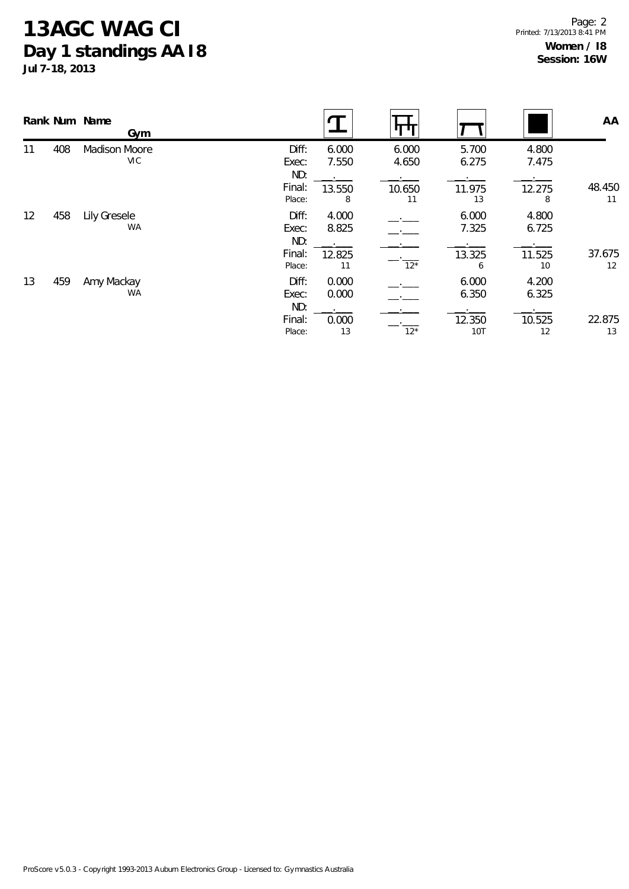# 13AGC WAG CI

## Day 1 standings AA I8

Jul 7-18, 2013

Page: 2
Printed: 7/13/2013 8:41 PM

**Women / I8**
**Session: 16W**

| Rank | Num | Name / Gym | | Vault | Uneven Bars | Beam | Floor | AA |
|---|---|---|---|---|---|---|---|---|
| 11 | 408 | Madison Moore | Diff: | 6.000 | 6.000 | 5.700 | 4.800 | |
| | | VIC | Exec: | 7.550 | 4.650 | 6.275 | 7.475 | |
| | | | ND: | __.___ | __.___ | __.___ | __.___ | |
| | | | Final: | 13.550 | 10.650 | 11.975 | 12.275 | 48.450 |
| | | | Place: | 8 | 11 | 13 | 8 | 11 |
| 12 | 458 | Lily Gresele | Diff: | 4.000 | __.___ | 6.000 | 4.800 | |
| | | WA | Exec: | 8.825 | __.___ | 7.325 | 6.725 | |
| | | | ND: | __.___ | __.___ | __.___ | __.___ | |
| | | | Final: | 12.825 | __.___ | 13.325 | 11.525 | 37.675 |
| | | | Place: | 11 | 12* | 6 | 10 | 12 |
| 13 | 459 | Amy Mackay | Diff: | 0.000 | __.___ | 6.000 | 4.200 | |
| | | WA | Exec: | 0.000 | __.___ | 6.350 | 6.325 | |
| | | | ND: | __.___ | __.___ | __.___ | __.___ | |
| | | | Final: | 0.000 | __.___ | 12.350 | 10.525 | 22.875 |
| | | | Place: | 13 | 12* | 10T | 12 | 13 |

ProScore v5.0.3 - Copyright 1993-2013 Auburn Electronics Group - Licensed to: Gymnastics Australia